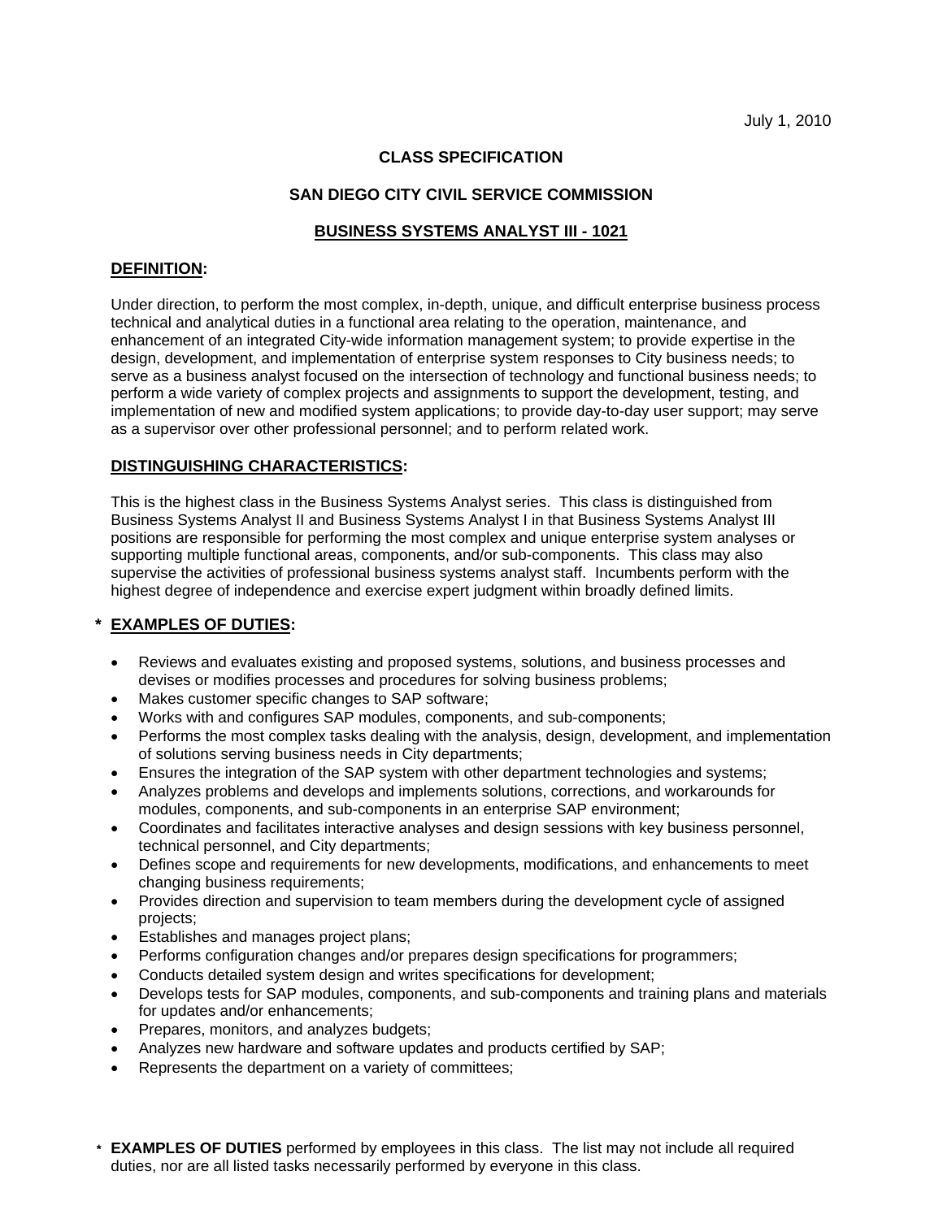July 1, 2010

**CLASS SPECIFICATION**

**SAN DIEGO CITY CIVIL SERVICE COMMISSION**

## BUSINESS SYSTEMS ANALYST III - 1021

### DEFINITION:

Under direction, to perform the most complex, in-depth, unique, and difficult enterprise business process technical and analytical duties in a functional area relating to the operation, maintenance, and enhancement of an integrated City-wide information management system; to provide expertise in the design, development, and implementation of enterprise system responses to City business needs; to serve as a business analyst focused on the intersection of technology and functional business needs; to perform a wide variety of complex projects and assignments to support the development, testing, and implementation of new and modified system applications; to provide day-to-day user support; may serve as a supervisor over other professional personnel; and to perform related work.

### DISTINGUISHING CHARACTERISTICS:

This is the highest class in the Business Systems Analyst series. This class is distinguished from Business Systems Analyst II and Business Systems Analyst I in that Business Systems Analyst III positions are responsible for performing the most complex and unique enterprise system analyses or supporting multiple functional areas, components, and/or sub-components. This class may also supervise the activities of professional business systems analyst staff. Incumbents perform with the highest degree of independence and exercise expert judgment within broadly defined limits.

### * EXAMPLES OF DUTIES:

- Reviews and evaluates existing and proposed systems, solutions, and business processes and devises or modifies processes and procedures for solving business problems;
- Makes customer specific changes to SAP software;
- Works with and configures SAP modules, components, and sub-components;
- Performs the most complex tasks dealing with the analysis, design, development, and implementation of solutions serving business needs in City departments;
- Ensures the integration of the SAP system with other department technologies and systems;
- Analyzes problems and develops and implements solutions, corrections, and workarounds for modules, components, and sub-components in an enterprise SAP environment;
- Coordinates and facilitates interactive analyses and design sessions with key business personnel, technical personnel, and City departments;
- Defines scope and requirements for new developments, modifications, and enhancements to meet changing business requirements;
- Provides direction and supervision to team members during the development cycle of assigned projects;
- Establishes and manages project plans;
- Performs configuration changes and/or prepares design specifications for programmers;
- Conducts detailed system design and writes specifications for development;
- Develops tests for SAP modules, components, and sub-components and training plans and materials for updates and/or enhancements;
- Prepares, monitors, and analyzes budgets;
- Analyzes new hardware and software updates and products certified by SAP;
- Represents the department on a variety of committees;

\* **EXAMPLES OF DUTIES** performed by employees in this class. The list may not include all required duties, nor are all listed tasks necessarily performed by everyone in this class.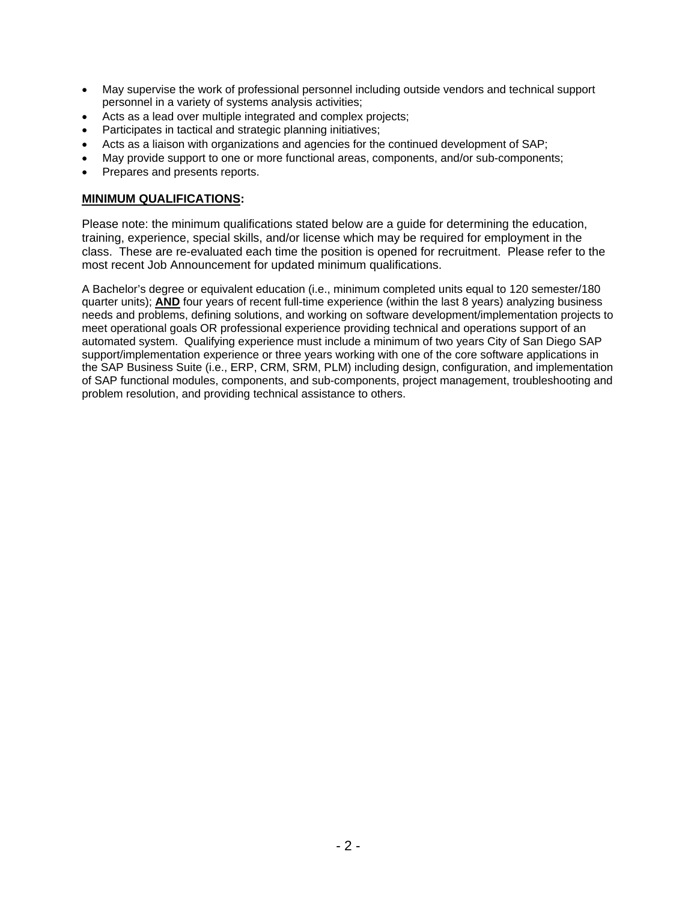- May supervise the work of professional personnel including outside vendors and technical support personnel in a variety of systems analysis activities;
- Acts as a lead over multiple integrated and complex projects;
- Participates in tactical and strategic planning initiatives;
- Acts as a liaison with organizations and agencies for the continued development of SAP;
- May provide support to one or more functional areas, components, and/or sub-components;
- Prepares and presents reports.

## MINIMUM QUALIFICATIONS:

Please note: the minimum qualifications stated below are a guide for determining the education, training, experience, special skills, and/or license which may be required for employment in the class. These are re-evaluated each time the position is opened for recruitment. Please refer to the most recent Job Announcement for updated minimum qualifications.

A Bachelor's degree or equivalent education (i.e., minimum completed units equal to 120 semester/180 quarter units); **AND** four years of recent full-time experience (within the last 8 years) analyzing business needs and problems, defining solutions, and working on software development/implementation projects to meet operational goals OR professional experience providing technical and operations support of an automated system. Qualifying experience must include a minimum of two years City of San Diego SAP support/implementation experience or three years working with one of the core software applications in the SAP Business Suite (i.e., ERP, CRM, SRM, PLM) including design, configuration, and implementation of SAP functional modules, components, and sub-components, project management, troubleshooting and problem resolution, and providing technical assistance to others.